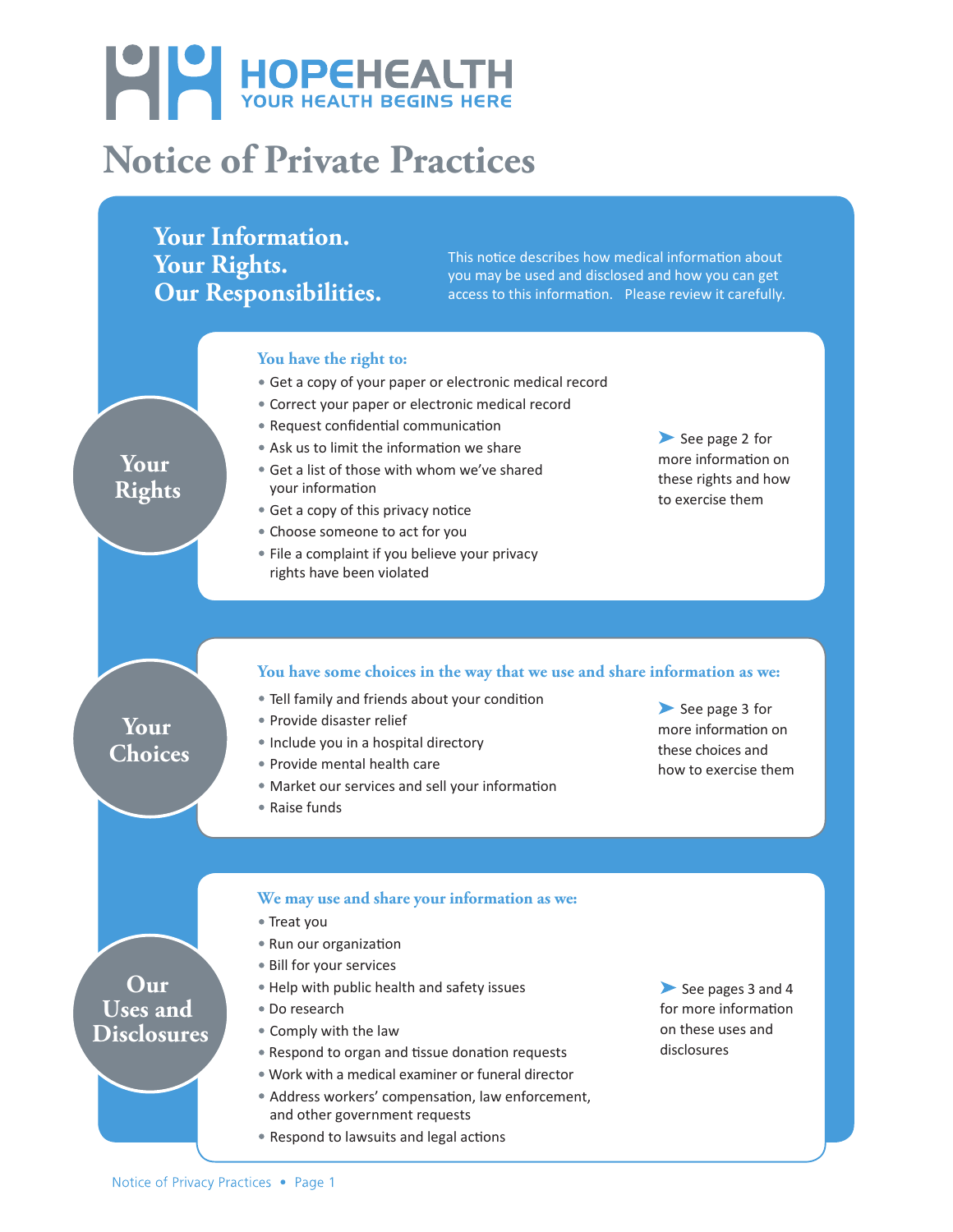HOPEHEALTH
YOUR HEALTH BEGINS HERE

# Notice of Private Practices

## Your Information. Your Rights. Our Responsibilities.

This notice describes how medical information about you may be used and disclosed and how you can get access to this information. Please review it carefully.

## Your Rights

**You have the right to:**

- Get a copy of your paper or electronic medical record
- Correct your paper or electronic medical record
- Request confidential communication
- Ask us to limit the information we share
- Get a list of those with whom we've shared your information
- Get a copy of this privacy notice
- Choose someone to act for you
- File a complaint if you believe your privacy rights have been violated

➤ See page 2 for more information on these rights and how to exercise them

## Your Choices

**You have some choices in the way that we use and share information as we:**

- Tell family and friends about your condition
- Provide disaster relief
- Include you in a hospital directory
- Provide mental health care
- Market our services and sell your information
- Raise funds

➤ See page 3 for more information on these choices and how to exercise them

## Our Uses and Disclosures

**We may use and share your information as we:**

- Treat you
- Run our organization
- Bill for your services
- Help with public health and safety issues
- Do research
- Comply with the law
- Respond to organ and tissue donation requests
- Work with a medical examiner or funeral director
- Address workers' compensation, law enforcement, and other government requests
- Respond to lawsuits and legal actions

➤ See pages 3 and 4 for more information on these uses and disclosures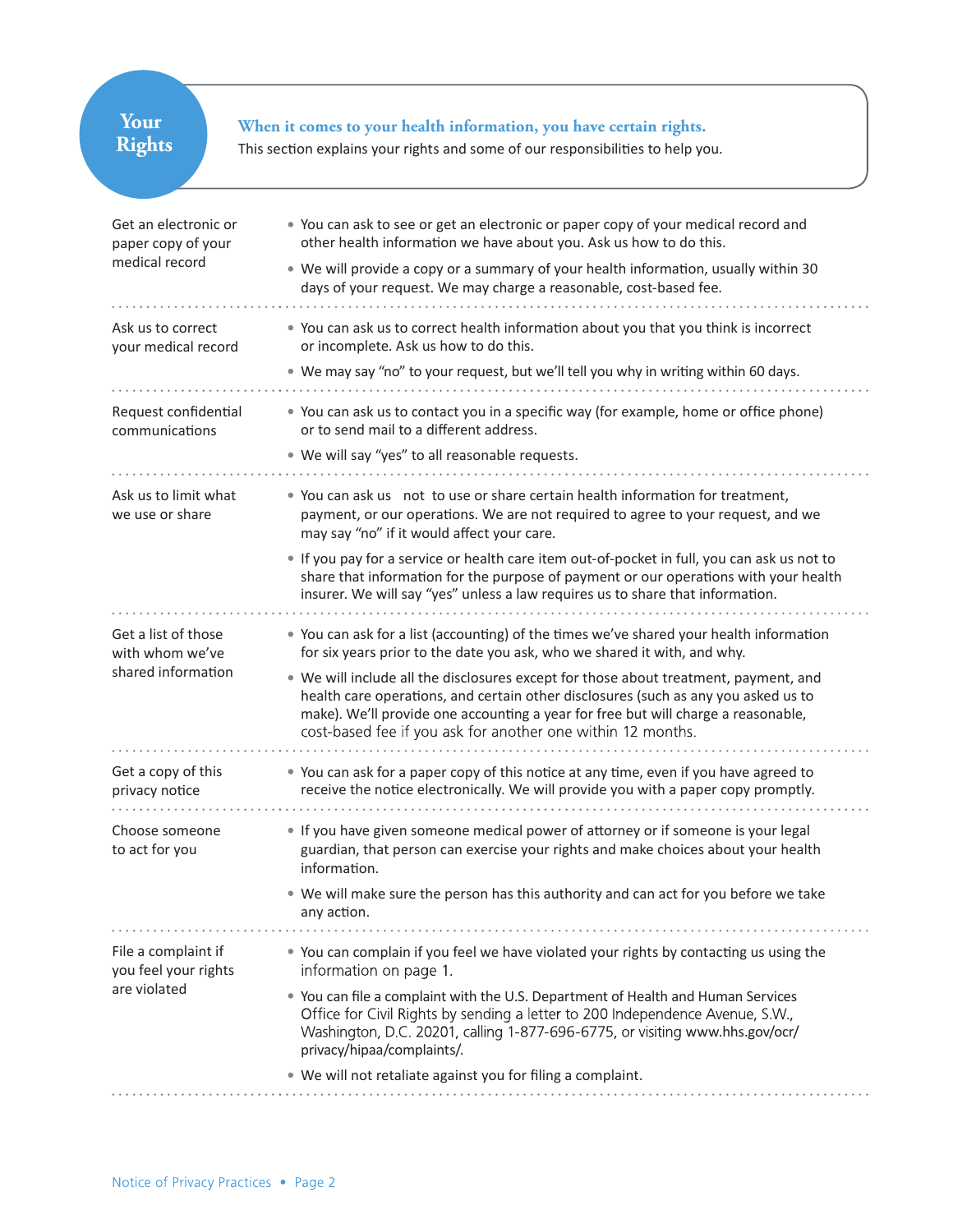# Your Rights

**When it comes to your health information, you have certain rights.**
This section explains your rights and some of our responsibilities to help you.

### Get an electronic or paper copy of your medical record

- You can ask to see or get an electronic or paper copy of your medical record and other health information we have about you. Ask us how to do this.
- We will provide a copy or a summary of your health information, usually within 30 days of your request. We may charge a reasonable, cost-based fee.

### Ask us to correct your medical record

- You can ask us to correct health information about you that you think is incorrect or incomplete. Ask us how to do this.
- We may say "no" to your request, but we'll tell you why in writing within 60 days.

### Request confidential communications

- You can ask us to contact you in a specific way (for example, home or office phone) or to send mail to a different address.
- We will say "yes" to all reasonable requests.

### Ask us to limit what we use or share

- You can ask us not to use or share certain health information for treatment, payment, or our operations. We are not required to agree to your request, and we may say "no" if it would affect your care.
- If you pay for a service or health care item out-of-pocket in full, you can ask us not to share that information for the purpose of payment or our operations with your health insurer. We will say "yes" unless a law requires us to share that information.

### Get a list of those with whom we've shared information

- You can ask for a list (accounting) of the times we've shared your health information for six years prior to the date you ask, who we shared it with, and why.
- We will include all the disclosures except for those about treatment, payment, and health care operations, and certain other disclosures (such as any you asked us to make). We'll provide one accounting a year for free but will charge a reasonable, cost-based fee if you ask for another one within 12 months.

### Get a copy of this privacy notice

- You can ask for a paper copy of this notice at any time, even if you have agreed to receive the notice electronically. We will provide you with a paper copy promptly.

### Choose someone to act for you

- If you have given someone medical power of attorney or if someone is your legal guardian, that person can exercise your rights and make choices about your health information.
- We will make sure the person has this authority and can act for you before we take any action.

### File a complaint if you feel your rights are violated

- You can complain if you feel we have violated your rights by contacting us using the information on page 1.
- You can file a complaint with the U.S. Department of Health and Human Services Office for Civil Rights by sending a letter to 200 Independence Avenue, S.W., Washington, D.C. 20201, calling 1-877-696-6775, or visiting www.hhs.gov/ocr/privacy/hipaa/complaints/.
- We will not retaliate against you for filing a complaint.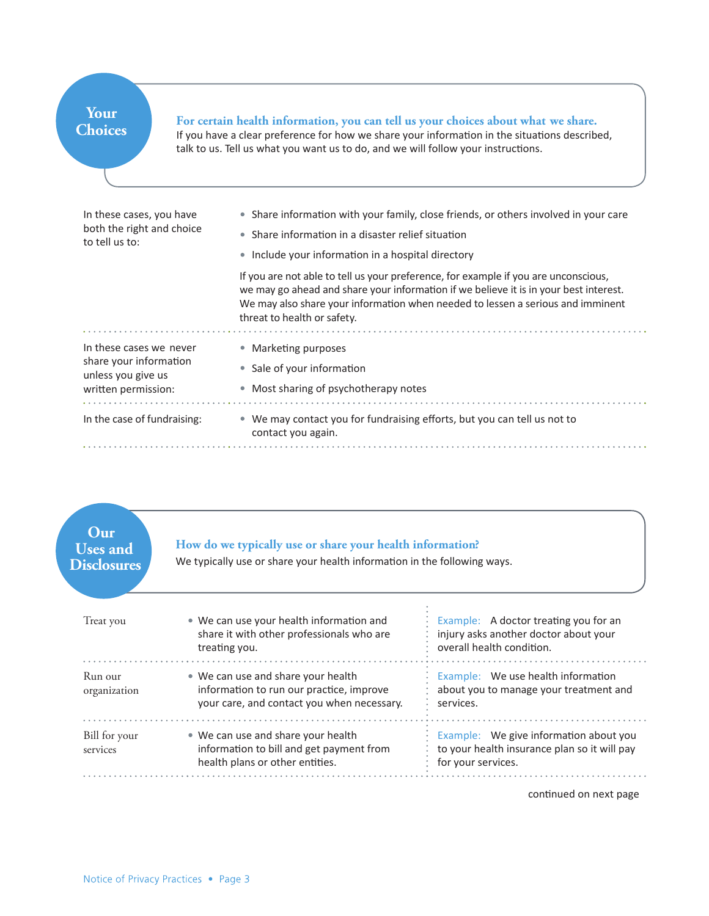## Your Choices

**For certain health information, you can tell us your choices about what we share.**
If you have a clear preference for how we share your information in the situations described, talk to us. Tell us what you want us to do, and we will follow your instructions.

| | |
|---|---|
| In these cases, you have both the right and choice to tell us to: | • Share information with your family, close friends, or others involved in your care<br>• Share information in a disaster relief situation<br>• Include your information in a hospital directory<br><br>If you are not able to tell us your preference, for example if you are unconscious, we may go ahead and share your information if we believe it is in your best interest. We may also share your information when needed to lessen a serious and imminent threat to health or safety. |
| In these cases we never share your information unless you give us written permission: | • Marketing purposes<br>• Sale of your information<br>• Most sharing of psychotherapy notes |
| In the case of fundraising: | • We may contact you for fundraising efforts, but you can tell us not to contact you again. |

## Our Uses and Disclosures

**How do we typically use or share your health information?**
We typically use or share your health information in the following ways.

| | | |
|---|---|---|
| Treat you | • We can use your health information and share it with other professionals who are treating you. | Example: A doctor treating you for an injury asks another doctor about your overall health condition. |
| Run our organization | • We can use and share your health information to run our practice, improve your care, and contact you when necessary. | Example: We use health information about you to manage your treatment and services. |
| Bill for your services | • We can use and share your health information to bill and get payment from health plans or other entities. | Example: We give information about you to your health insurance plan so it will pay for your services. |

continued on next page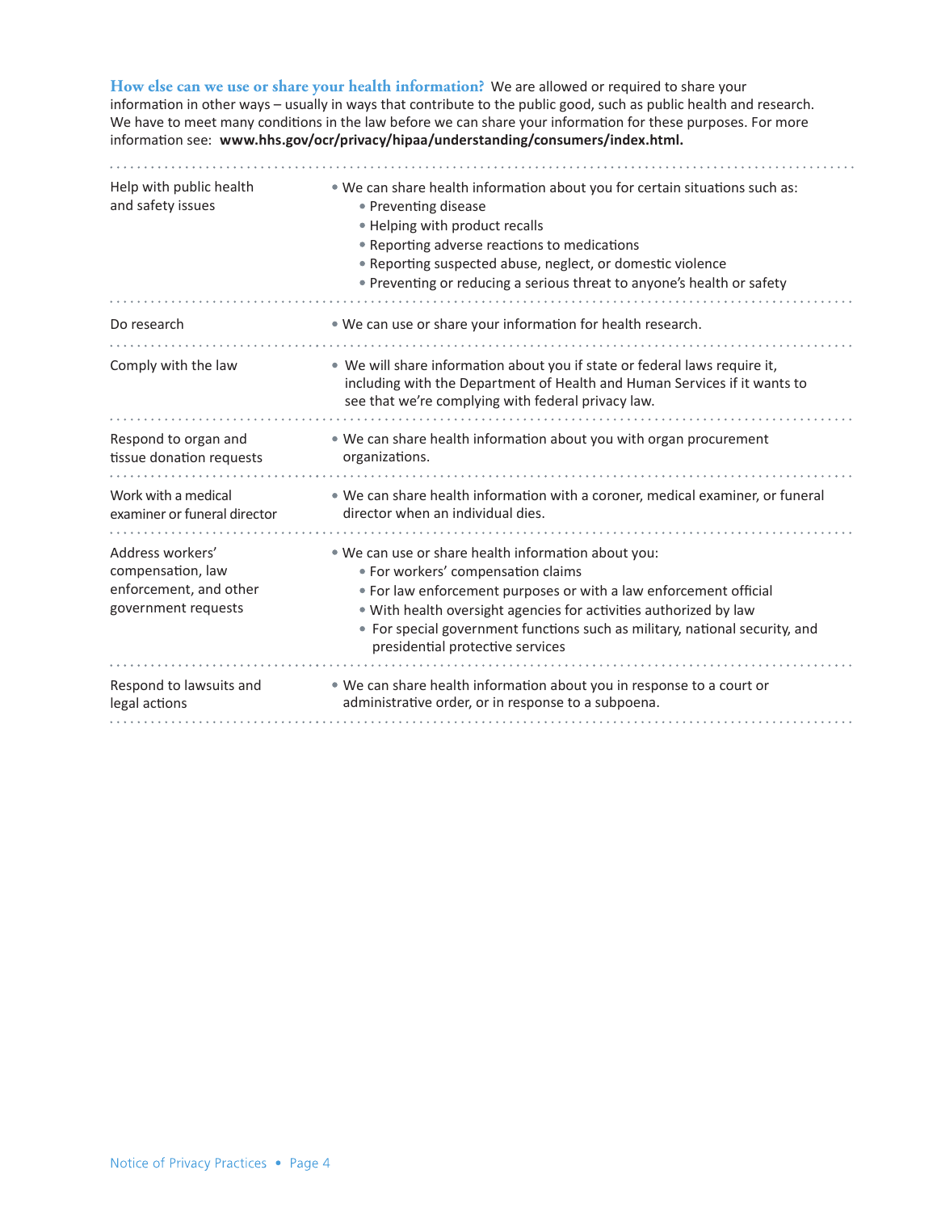**How else can we use or share your health information?** We are allowed or required to share your information in other ways – usually in ways that contribute to the public good, such as public health and research. We have to meet many conditions in the law before we can share your information for these purposes. For more information see: **www.hhs.gov/ocr/privacy/hipaa/understanding/consumers/index.html.**

| | |
|---|---|
| Help with public health and safety issues | • We can share health information about you for certain situations such as:<br>• Preventing disease<br>• Helping with product recalls<br>• Reporting adverse reactions to medications<br>• Reporting suspected abuse, neglect, or domestic violence<br>• Preventing or reducing a serious threat to anyone's health or safety |
| Do research | • We can use or share your information for health research. |
| Comply with the law | • We will share information about you if state or federal laws require it, including with the Department of Health and Human Services if it wants to see that we're complying with federal privacy law. |
| Respond to organ and tissue donation requests | • We can share health information about you with organ procurement organizations. |
| Work with a medical examiner or funeral director | • We can share health information with a coroner, medical examiner, or funeral director when an individual dies. |
| Address workers' compensation, law enforcement, and other government requests | • We can use or share health information about you:<br>• For workers' compensation claims<br>• For law enforcement purposes or with a law enforcement official<br>• With health oversight agencies for activities authorized by law<br>• For special government functions such as military, national security, and presidential protective services |
| Respond to lawsuits and legal actions | • We can share health information about you in response to a court or administrative order, or in response to a subpoena. |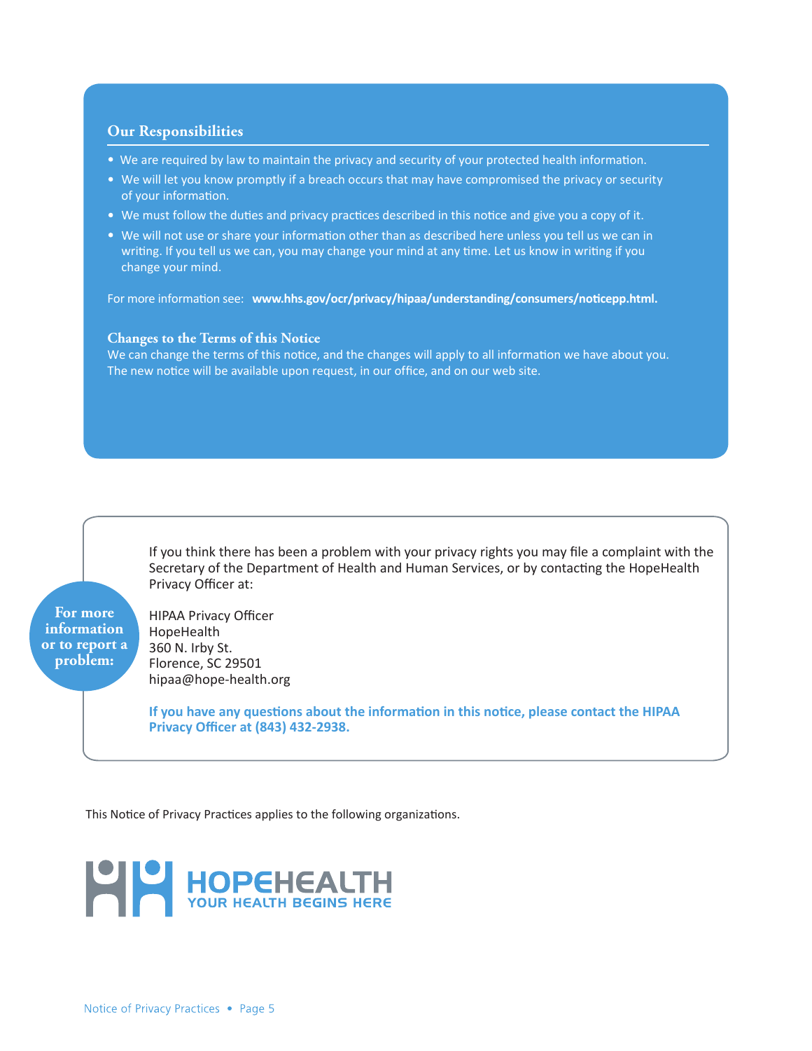## Our Responsibilities

- We are required by law to maintain the privacy and security of your protected health information.
- We will let you know promptly if a breach occurs that may have compromised the privacy or security of your information.
- We must follow the duties and privacy practices described in this notice and give you a copy of it.
- We will not use or share your information other than as described here unless you tell us we can in writing. If you tell us we can, you may change your mind at any time. Let us know in writing if you change your mind.

For more information see: **www.hhs.gov/ocr/privacy/hipaa/understanding/consumers/noticepp.html.**

### Changes to the Terms of this Notice

We can change the terms of this notice, and the changes will apply to all information we have about you. The new notice will be available upon request, in our office, and on our web site.

**For more information or to report a problem:**

If you think there has been a problem with your privacy rights you may file a complaint with the Secretary of the Department of Health and Human Services, or by contacting the HopeHealth Privacy Officer at:

HIPAA Privacy Officer
HopeHealth
360 N. Irby St.
Florence, SC 29501
hipaa@hope-health.org

**If you have any questions about the information in this notice, please contact the HIPAA Privacy Officer at (843) 432-2938.**

This Notice of Privacy Practices applies to the following organizations.

HOPEHEALTH
YOUR HEALTH BEGINS HERE